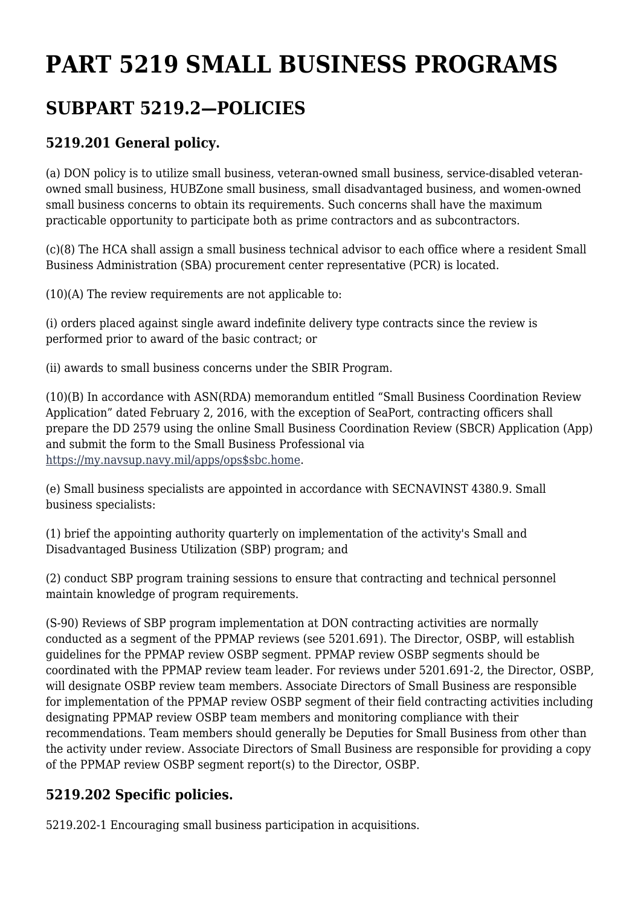# PART 5219 SMALL BUSINESS PROGRAMS

## SUBPART 5219.2—POLICIES

### 5219.201 General policy.

(a) DON policy is to utilize small business, veteran-owned small business, service-disabled veteran-owned small business, HUBZone small business, small disadvantaged business, and women-owned small business concerns to obtain its requirements. Such concerns shall have the maximum practicable opportunity to participate both as prime contractors and as subcontractors.

(c)(8) The HCA shall assign a small business technical advisor to each office where a resident Small Business Administration (SBA) procurement center representative (PCR) is located.

(10)(A) The review requirements are not applicable to:

(i) orders placed against single award indefinite delivery type contracts since the review is performed prior to award of the basic contract; or

(ii) awards to small business concerns under the SBIR Program.

(10)(B) In accordance with ASN(RDA) memorandum entitled "Small Business Coordination Review Application" dated February 2, 2016, with the exception of SeaPort, contracting officers shall prepare the DD 2579 using the online Small Business Coordination Review (SBCR) Application (App) and submit the form to the Small Business Professional via https://my.navsup.navy.mil/apps/ops$sbc.home.

(e) Small business specialists are appointed in accordance with SECNAVINST 4380.9. Small business specialists:

(1) brief the appointing authority quarterly on implementation of the activity's Small and Disadvantaged Business Utilization (SBP) program; and

(2) conduct SBP program training sessions to ensure that contracting and technical personnel maintain knowledge of program requirements.

(S-90) Reviews of SBP program implementation at DON contracting activities are normally conducted as a segment of the PPMAP reviews (see 5201.691). The Director, OSBP, will establish guidelines for the PPMAP review OSBP segment. PPMAP review OSBP segments should be coordinated with the PPMAP review team leader. For reviews under 5201.691-2, the Director, OSBP, will designate OSBP review team members. Associate Directors of Small Business are responsible for implementation of the PPMAP review OSBP segment of their field contracting activities including designating PPMAP review OSBP team members and monitoring compliance with their recommendations. Team members should generally be Deputies for Small Business from other than the activity under review. Associate Directors of Small Business are responsible for providing a copy of the PPMAP review OSBP segment report(s) to the Director, OSBP.

### 5219.202 Specific policies.

5219.202-1 Encouraging small business participation in acquisitions.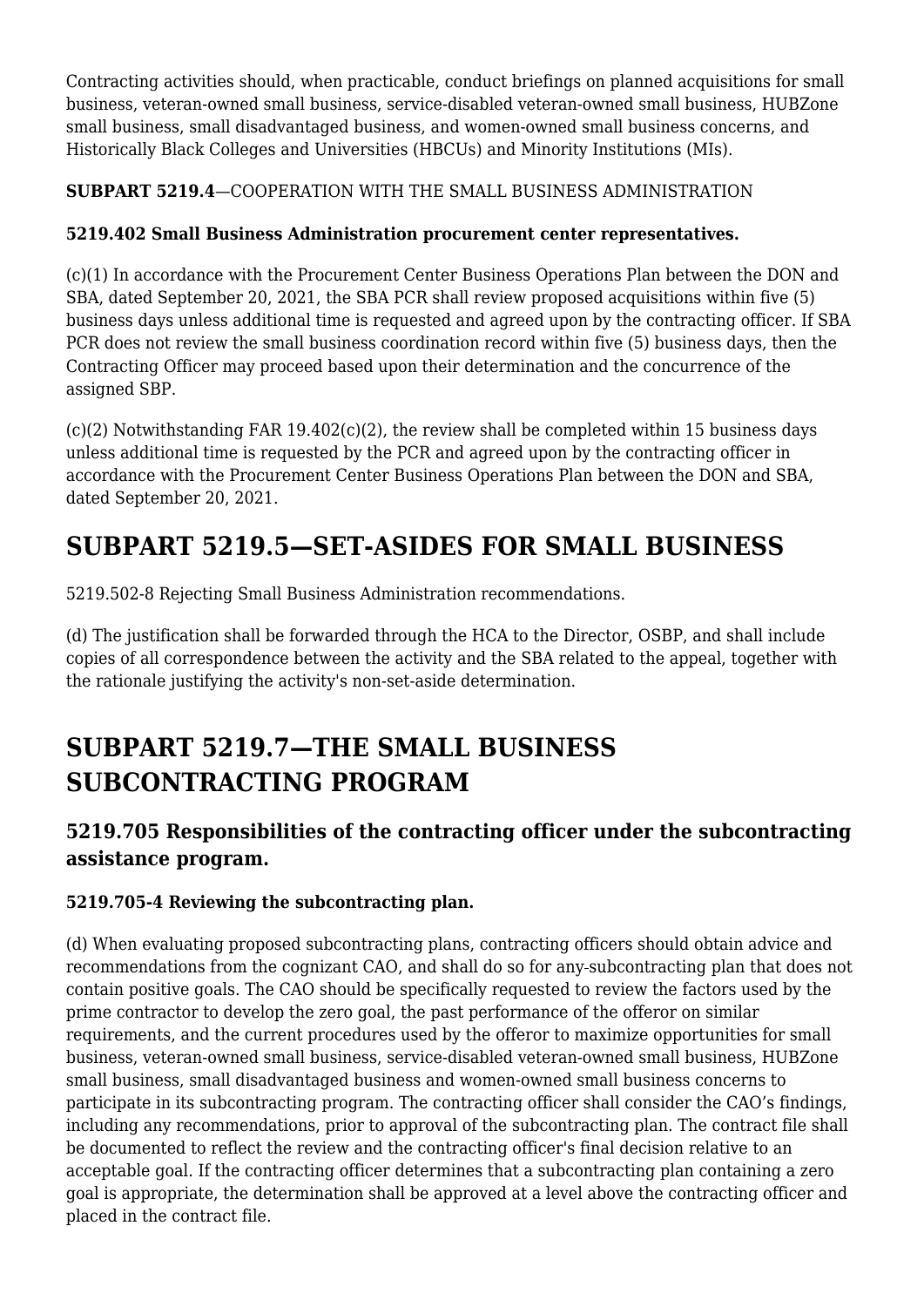Contracting activities should, when practicable, conduct briefings on planned acquisitions for small business, veteran-owned small business, service-disabled veteran-owned small business, HUBZone small business, small disadvantaged business, and women-owned small business concerns, and Historically Black Colleges and Universities (HBCUs) and Minority Institutions (MIs).

**SUBPART 5219.4**—COOPERATION WITH THE SMALL BUSINESS ADMINISTRATION

**5219.402 Small Business Administration procurement center representatives.**

(c)(1) In accordance with the Procurement Center Business Operations Plan between the DON and SBA, dated September 20, 2021, the SBA PCR shall review proposed acquisitions within five (5) business days unless additional time is requested and agreed upon by the contracting officer. If SBA PCR does not review the small business coordination record within five (5) business days, then the Contracting Officer may proceed based upon their determination and the concurrence of the assigned SBP.

(c)(2) Notwithstanding FAR 19.402(c)(2), the review shall be completed within 15 business days unless additional time is requested by the PCR and agreed upon by the contracting officer in accordance with the Procurement Center Business Operations Plan between the DON and SBA, dated September 20, 2021.

# SUBPART 5219.5—SET-ASIDES FOR SMALL BUSINESS

5219.502-8 Rejecting Small Business Administration recommendations.

(d) The justification shall be forwarded through the HCA to the Director, OSBP, and shall include copies of all correspondence between the activity and the SBA related to the appeal, together with the rationale justifying the activity's non-set-aside determination.

# SUBPART 5219.7—THE SMALL BUSINESS SUBCONTRACTING PROGRAM

## 5219.705 Responsibilities of the contracting officer under the subcontracting assistance program.

**5219.705-4 Reviewing the subcontracting plan.**

(d) When evaluating proposed subcontracting plans, contracting officers should obtain advice and recommendations from the cognizant CAO, and shall do so for any-subcontracting plan that does not contain positive goals. The CAO should be specifically requested to review the factors used by the prime contractor to develop the zero goal, the past performance of the offeror on similar requirements, and the current procedures used by the offeror to maximize opportunities for small business, veteran-owned small business, service-disabled veteran-owned small business, HUBZone small business, small disadvantaged business and women-owned small business concerns to participate in its subcontracting program. The contracting officer shall consider the CAO's findings, including any recommendations, prior to approval of the subcontracting plan. The contract file shall be documented to reflect the review and the contracting officer's final decision relative to an acceptable goal. If the contracting officer determines that a subcontracting plan containing a zero goal is appropriate, the determination shall be approved at a level above the contracting officer and placed in the contract file.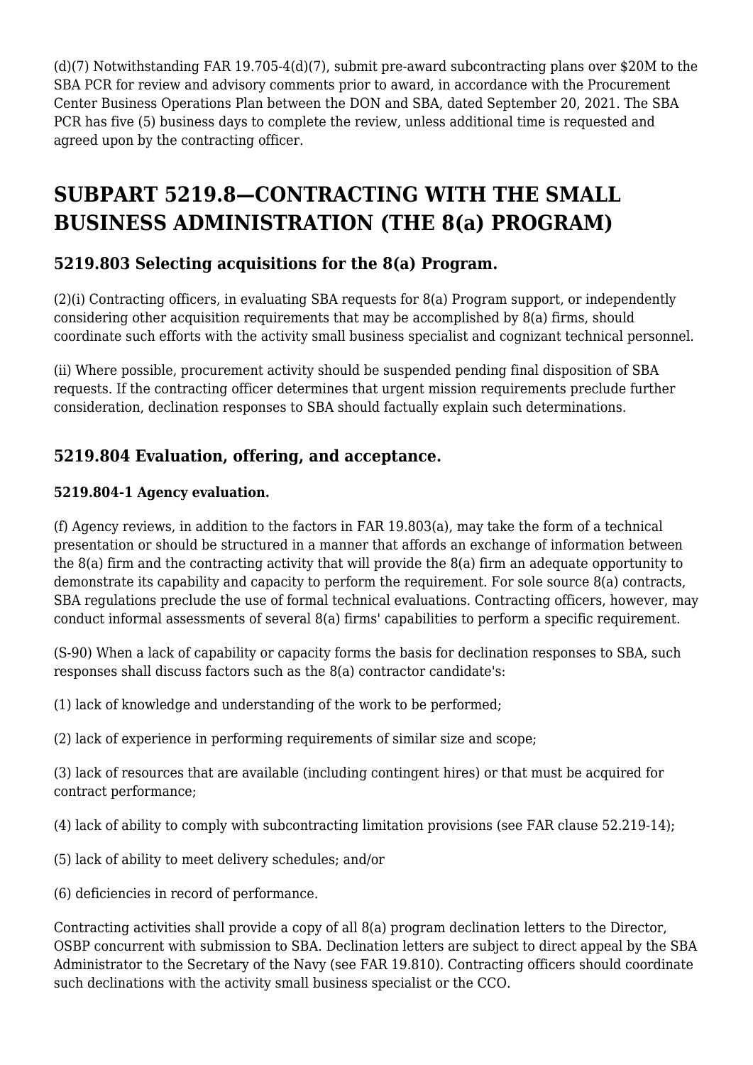(d)(7) Notwithstanding FAR 19.705-4(d)(7), submit pre-award subcontracting plans over $20M to the SBA PCR for review and advisory comments prior to award, in accordance with the Procurement Center Business Operations Plan between the DON and SBA, dated September 20, 2021. The SBA PCR has five (5) business days to complete the review, unless additional time is requested and agreed upon by the contracting officer.

# SUBPART 5219.8—CONTRACTING WITH THE SMALL BUSINESS ADMINISTRATION (THE 8(a) PROGRAM)

## 5219.803 Selecting acquisitions for the 8(a) Program.

(2)(i) Contracting officers, in evaluating SBA requests for 8(a) Program support, or independently considering other acquisition requirements that may be accomplished by 8(a) firms, should coordinate such efforts with the activity small business specialist and cognizant technical personnel.

(ii) Where possible, procurement activity should be suspended pending final disposition of SBA requests. If the contracting officer determines that urgent mission requirements preclude further consideration, declination responses to SBA should factually explain such determinations.

## 5219.804 Evaluation, offering, and acceptance.

### 5219.804-1 Agency evaluation.

(f) Agency reviews, in addition to the factors in FAR 19.803(a), may take the form of a technical presentation or should be structured in a manner that affords an exchange of information between the 8(a) firm and the contracting activity that will provide the 8(a) firm an adequate opportunity to demonstrate its capability and capacity to perform the requirement. For sole source 8(a) contracts, SBA regulations preclude the use of formal technical evaluations. Contracting officers, however, may conduct informal assessments of several 8(a) firms' capabilities to perform a specific requirement.

(S-90) When a lack of capability or capacity forms the basis for declination responses to SBA, such responses shall discuss factors such as the 8(a) contractor candidate's:

(1) lack of knowledge and understanding of the work to be performed;

(2) lack of experience in performing requirements of similar size and scope;

(3) lack of resources that are available (including contingent hires) or that must be acquired for contract performance;

(4) lack of ability to comply with subcontracting limitation provisions (see FAR clause 52.219-14);

(5) lack of ability to meet delivery schedules; and/or

(6) deficiencies in record of performance.

Contracting activities shall provide a copy of all 8(a) program declination letters to the Director, OSBP concurrent with submission to SBA. Declination letters are subject to direct appeal by the SBA Administrator to the Secretary of the Navy (see FAR 19.810). Contracting officers should coordinate such declinations with the activity small business specialist or the CCO.